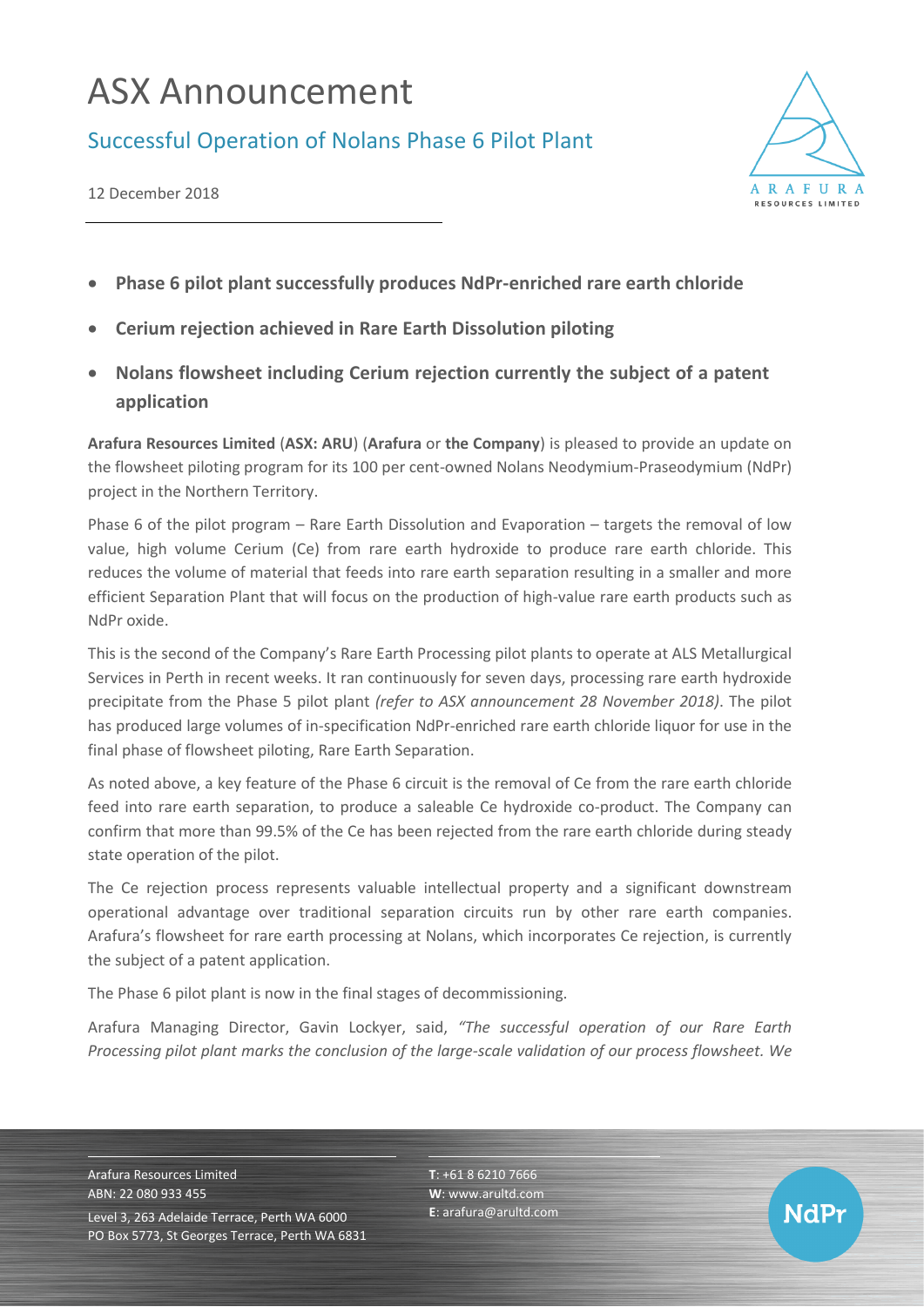# ASX Announcement

## Successful Operation of Nolans Phase 6 Pilot Plant

12 December 2018

- **Phase 6 pilot plant successfully produces NdPr-enriched rare earth chloride**
- **Cerium rejection achieved in Rare Earth Dissolution piloting**
- **Nolans flowsheet including Cerium rejection currently the subject of a patent application**

**Arafura Resources Limited** (**ASX: ARU**) (**Arafura** or **the Company**) is pleased to provide an update on the flowsheet piloting program for its 100 per cent-owned Nolans Neodymium-Praseodymium (NdPr) project in the Northern Territory.

Phase 6 of the pilot program – Rare Earth Dissolution and Evaporation – targets the removal of low value, high volume Cerium (Ce) from rare earth hydroxide to produce rare earth chloride. This reduces the volume of material that feeds into rare earth separation resulting in a smaller and more efficient Separation Plant that will focus on the production of high-value rare earth products such as NdPr oxide.

This is the second of the Company's Rare Earth Processing pilot plants to operate at ALS Metallurgical Services in Perth in recent weeks. It ran continuously for seven days, processing rare earth hydroxide precipitate from the Phase 5 pilot plant *(refer to ASX announcement 28 November 2018)*. The pilot has produced large volumes of in-specification NdPr-enriched rare earth chloride liquor for use in the final phase of flowsheet piloting, Rare Earth Separation.

As noted above, a key feature of the Phase 6 circuit is the removal of Ce from the rare earth chloride feed into rare earth separation, to produce a saleable Ce hydroxide co-product. The Company can confirm that more than 99.5% of the Ce has been rejected from the rare earth chloride during steady state operation of the pilot.

The Ce rejection process represents valuable intellectual property and a significant downstream operational advantage over traditional separation circuits run by other rare earth companies. Arafura's flowsheet for rare earth processing at Nolans, which incorporates Ce rejection, is currently the subject of a patent application.

The Phase 6 pilot plant is now in the final stages of decommissioning.

Arafura Managing Director, Gavin Lockyer, said, *"The successful operation of our Rare Earth Processing pilot plant marks the conclusion of the large-scale validation of our process flowsheet. We*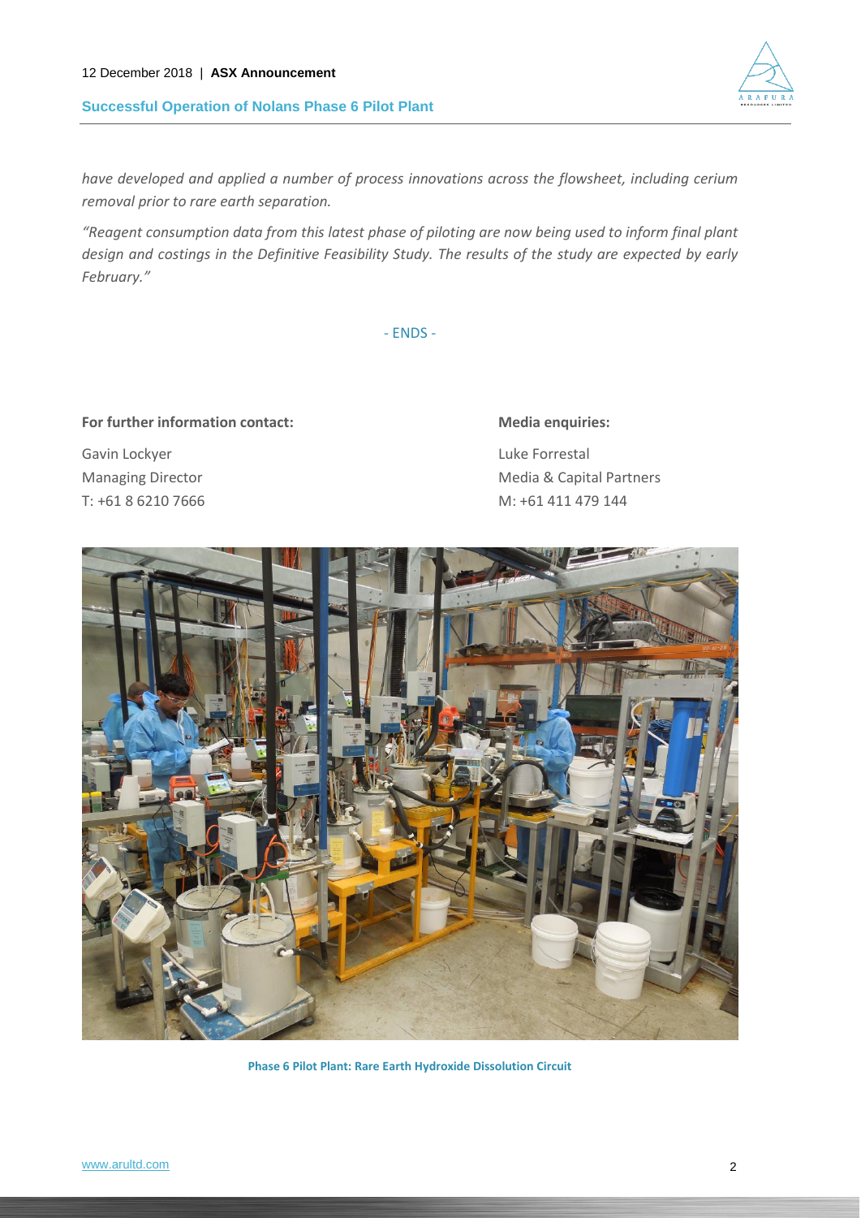*have developed and applied a number of process innovations across the flowsheet, including cerium removal prior to rare earth separation.*

*"Reagent consumption data from this latest phase of piloting are now being used to inform final plant design and costings in the Definitive Feasibility Study. The results of the study are expected by early February."*

- ENDS -

**For further information contact:**

Gavin Lockyer
Managing Director
T: +61 8 6210 7666

**Media enquiries:**

Luke Forrestal
Media & Capital Partners
M: +61 411 479 144

**Phase 6 Pilot Plant: Rare Earth Hydroxide Dissolution Circuit**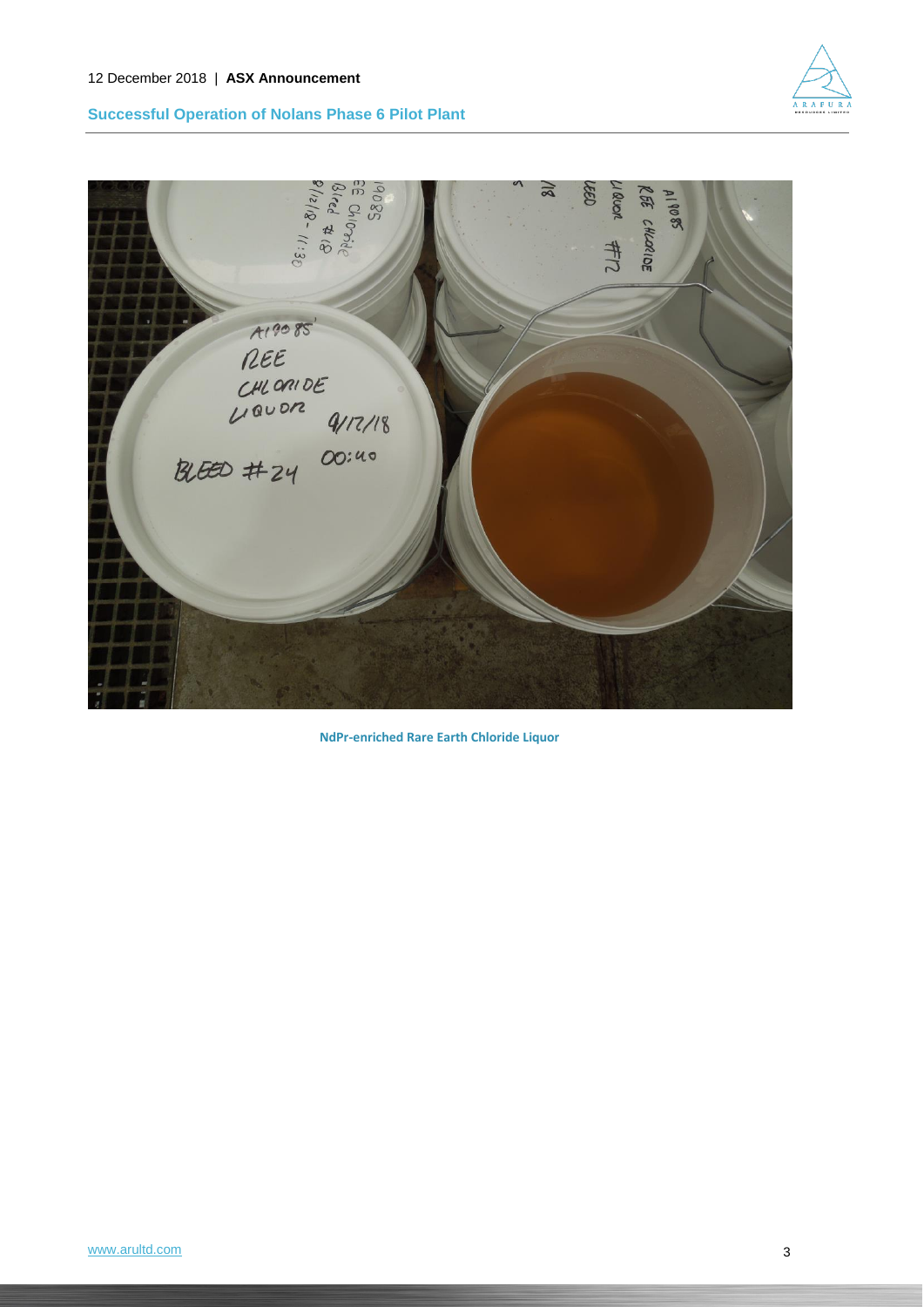NdPr-enriched Rare Earth Chloride Liquor